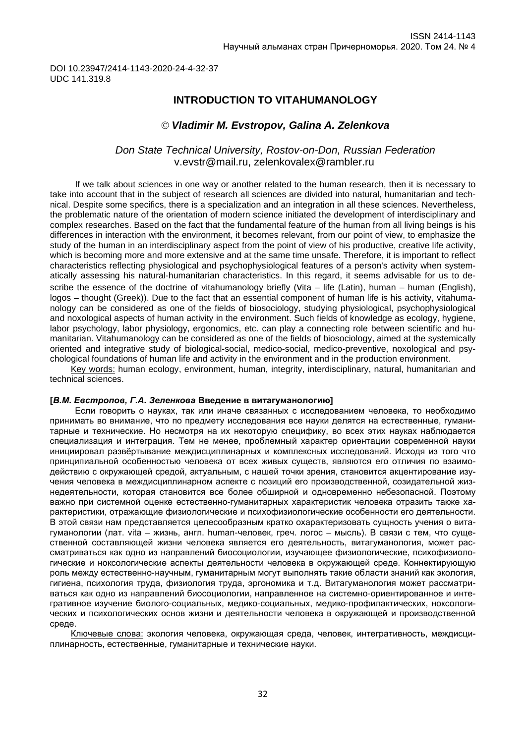DOI 10.23947/2414-1143-2020-24-4-32-37
UDC 141.319.8

# INTRODUCTION TO VITAHUMANOLOGY

© ***Vladimir M. Evstropov, Galina A. Zelenkova***

*Don State Technical University, Rostov-on-Don, Russian Federation*
v.evstr@mail.ru, zelenkovalex@rambler.ru

If we talk about sciences in one way or another related to the human research, then it is necessary to take into account that in the subject of research all sciences are divided into natural, humanitarian and technical. Despite some specifics, there is a specialization and an integration in all these sciences. Nevertheless, the problematic nature of the orientation of modern science initiated the development of interdisciplinary and complex researches. Based on the fact that the fundamental feature of the human from all living beings is his differences in interaction with the environment, it becomes relevant, from our point of view, to emphasize the study of the human in an interdisciplinary aspect from the point of view of his productive, creative life activity, which is becoming more and more extensive and at the same time unsafe. Therefore, it is important to reflect characteristics reflecting physiological and psychophysiological features of a person's activity when systematically assessing his natural-humanitarian characteristics. In this regard, it seems advisable for us to describe the essence of the doctrine of vitahumanology briefly (Vita – life (Latin), human – human (English), logos – thought (Greek)). Due to the fact that an essential component of human life is his activity, vitahumanology can be considered as one of the fields of biosociology, studying physiological, psychophysiological and noxological aspects of human activity in the environment. Such fields of knowledge as ecology, hygiene, labor psychology, labor physiology, ergonomics, etc. can play a connecting role between scientific and humanitarian. Vitahumanology can be considered as one of the fields of biosociology, aimed at the systemically oriented and integrative study of biological-social, medico-social, medico-preventive, noxological and psychological foundations of human life and activity in the environment and in the production environment.

Key words: human ecology, environment, human, integrity, interdisciplinary, natural, humanitarian and technical sciences.

**[*В.М. Евстропов, Г.А. Зеленкова* Введение в витагуманологию]**

Если говорить о науках, так или иначе связанных с исследованием человека, то необходимо принимать во внимание, что по предмету исследования все науки делятся на естественные, гуманитарные и технические. Но несмотря на их некоторую специфику, во всех этих науках наблюдается специализация и интеграция. Тем не менее, проблемный характер ориентации современной науки инициировал развёртывание междисциплинарных и комплексных исследований. Исходя из того что принципиальной особенностью человека от всех живых существ, являются его отличия по взаимодействию с окружающей средой, актуальным, с нашей точки зрения, становится акцентирование изучения человека в междисциплинарном аспекте с позиций его производственной, созидательной жизнедеятельности, которая становится все более обширной и одновременно небезопасной. Поэтому важно при системной оценке естественно-гуманитарных характеристик человека отразить также характеристики, отражающие физиологические и психофизиологические особенности его деятельности. В этой связи нам представляется целесообразным кратко охарактеризовать сущность учения о витагуманологии (лат. vita – жизнь, англ. human-человек, греч. логос – мысль). В связи с тем, что существенной составляющей жизни человека является его деятельность, витагуманология, может рассматриваться как одно из направлений биосоциологии, изучающее физиологические, психофизиологические и ноксологические аспекты деятельности человека в окружающей среде. Коннектирующую роль между естественно-научным, гуманитарным могут выполнять такие области знаний как экология, гигиена, психология труда, физиология труда, эргономика и т.д. Витагуманология может рассматриваться как одно из направлений биосоциологии, направленное на системно-ориентированное и интегративное изучение биолого-социальных, медико-социальных, медико-профилактических, ноксологических и психологических основ жизни и деятельности человека в окружающей и производственной среде.

Ключевые слова: экология человека, окружающая среда, человек, интегративность, междисциплинарность, естественные, гуманитарные и технические науки.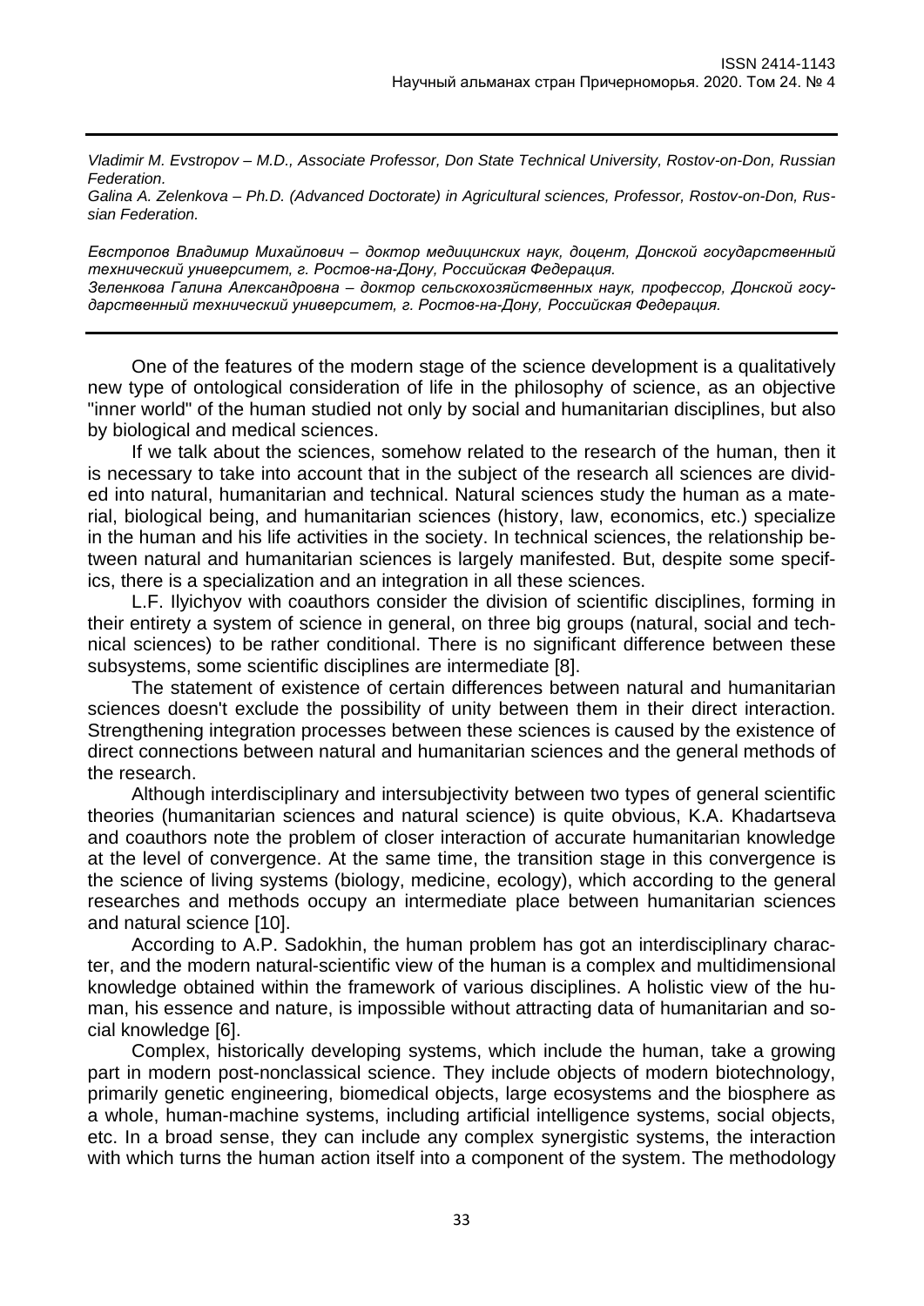*Vladimir M. Evstropov – M.D., Associate Professor, Don State Technical University, Rostov-on-Don, Russian Federation.*

*Galina A. Zelenkova – Ph.D. (Advanced Doctorate) in Agricultural sciences, Professor, Rostov-on-Don, Russian Federation.*

*Евстропов Владимир Михайлович – доктор медицинских наук, доцент, Донской государственный технический университет, г. Ростов-на-Дону, Российская Федерация.*

*Зеленкова Галина Александровна – доктор сельскохозяйственных наук, профессор, Донской государственный технический университет, г. Ростов-на-Дону, Российская Федерация.*

---

One of the features of the modern stage of the science development is a qualitatively new type of ontological consideration of life in the philosophy of science, as an objective "inner world" of the human studied not only by social and humanitarian disciplines, but also by biological and medical sciences.

If we talk about the sciences, somehow related to the research of the human, then it is necessary to take into account that in the subject of the research all sciences are divided into natural, humanitarian and technical. Natural sciences study the human as a material, biological being, and humanitarian sciences (history, law, economics, etc.) specialize in the human and his life activities in the society. In technical sciences, the relationship between natural and humanitarian sciences is largely manifested. But, despite some specifics, there is a specialization and an integration in all these sciences.

L.F. Ilyichyov with coauthors consider the division of scientific disciplines, forming in their entirety a system of science in general, on three big groups (natural, social and technical sciences) to be rather conditional. There is no significant difference between these subsystems, some scientific disciplines are intermediate [8].

The statement of existence of certain differences between natural and humanitarian sciences doesn't exclude the possibility of unity between them in their direct interaction. Strengthening integration processes between these sciences is caused by the existence of direct connections between natural and humanitarian sciences and the general methods of the research.

Although interdisciplinary and intersubjectivity between two types of general scientific theories (humanitarian sciences and natural science) is quite obvious, K.A. Khadartseva and coauthors note the problem of closer interaction of accurate humanitarian knowledge at the level of convergence. At the same time, the transition stage in this convergence is the science of living systems (biology, medicine, ecology), which according to the general researches and methods occupy an intermediate place between humanitarian sciences and natural science [10].

According to A.P. Sadokhin, the human problem has got an interdisciplinary character, and the modern natural-scientific view of the human is a complex and multidimensional knowledge obtained within the framework of various disciplines. A holistic view of the human, his essence and nature, is impossible without attracting data of humanitarian and social knowledge [6].

Complex, historically developing systems, which include the human, take a growing part in modern post-nonclassical science. They include objects of modern biotechnology, primarily genetic engineering, biomedical objects, large ecosystems and the biosphere as a whole, human-machine systems, including artificial intelligence systems, social objects, etc. In a broad sense, they can include any complex synergistic systems, the interaction with which turns the human action itself into a component of the system. The methodology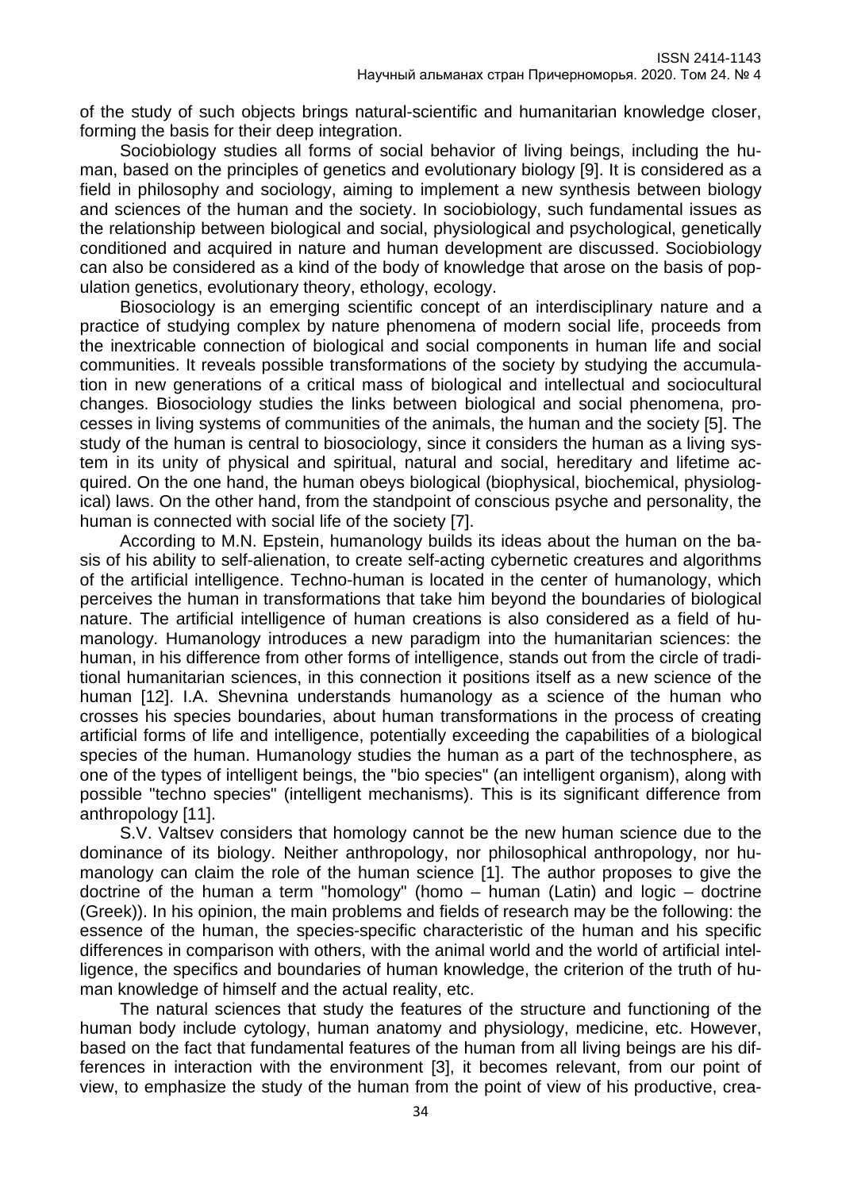of the study of such objects brings natural-scientific and humanitarian knowledge closer, forming the basis for their deep integration.

Sociobiology studies all forms of social behavior of living beings, including the human, based on the principles of genetics and evolutionary biology [9]. It is considered as a field in philosophy and sociology, aiming to implement a new synthesis between biology and sciences of the human and the society. In sociobiology, such fundamental issues as the relationship between biological and social, physiological and psychological, genetically conditioned and acquired in nature and human development are discussed. Sociobiology can also be considered as a kind of the body of knowledge that arose on the basis of population genetics, evolutionary theory, ethology, ecology.

Biosociology is an emerging scientific concept of an interdisciplinary nature and a practice of studying complex by nature phenomena of modern social life, proceeds from the inextricable connection of biological and social components in human life and social communities. It reveals possible transformations of the society by studying the accumulation in new generations of a critical mass of biological and intellectual and sociocultural changes. Biosociology studies the links between biological and social phenomena, processes in living systems of communities of the animals, the human and the society [5]. The study of the human is central to biosociology, since it considers the human as a living system in its unity of physical and spiritual, natural and social, hereditary and lifetime acquired. On the one hand, the human obeys biological (biophysical, biochemical, physiological) laws. On the other hand, from the standpoint of conscious psyche and personality, the human is connected with social life of the society [7].

According to M.N. Epstein, humanology builds its ideas about the human on the basis of his ability to self-alienation, to create self-acting cybernetic creatures and algorithms of the artificial intelligence. Techno-human is located in the center of humanology, which perceives the human in transformations that take him beyond the boundaries of biological nature. The artificial intelligence of human creations is also considered as a field of humanology. Humanology introduces a new paradigm into the humanitarian sciences: the human, in his difference from other forms of intelligence, stands out from the circle of traditional humanitarian sciences, in this connection it positions itself as a new science of the human [12]. I.A. Shevnina understands humanology as a science of the human who crosses his species boundaries, about human transformations in the process of creating artificial forms of life and intelligence, potentially exceeding the capabilities of a biological species of the human. Humanology studies the human as a part of the technosphere, as one of the types of intelligent beings, the "bio species" (an intelligent organism), along with possible "techno species" (intelligent mechanisms). This is its significant difference from anthropology [11].

S.V. Valtsev considers that homology cannot be the new human science due to the dominance of its biology. Neither anthropology, nor philosophical anthropology, nor humanology can claim the role of the human science [1]. The author proposes to give the doctrine of the human a term "homology" (homo – human (Latin) and logic – doctrine (Greek)). In his opinion, the main problems and fields of research may be the following: the essence of the human, the species-specific characteristic of the human and his specific differences in comparison with others, with the animal world and the world of artificial intelligence, the specifics and boundaries of human knowledge, the criterion of the truth of human knowledge of himself and the actual reality, etc.

The natural sciences that study the features of the structure and functioning of the human body include cytology, human anatomy and physiology, medicine, etc. However, based on the fact that fundamental features of the human from all living beings are his differences in interaction with the environment [3], it becomes relevant, from our point of view, to emphasize the study of the human from the point of view of his productive, crea-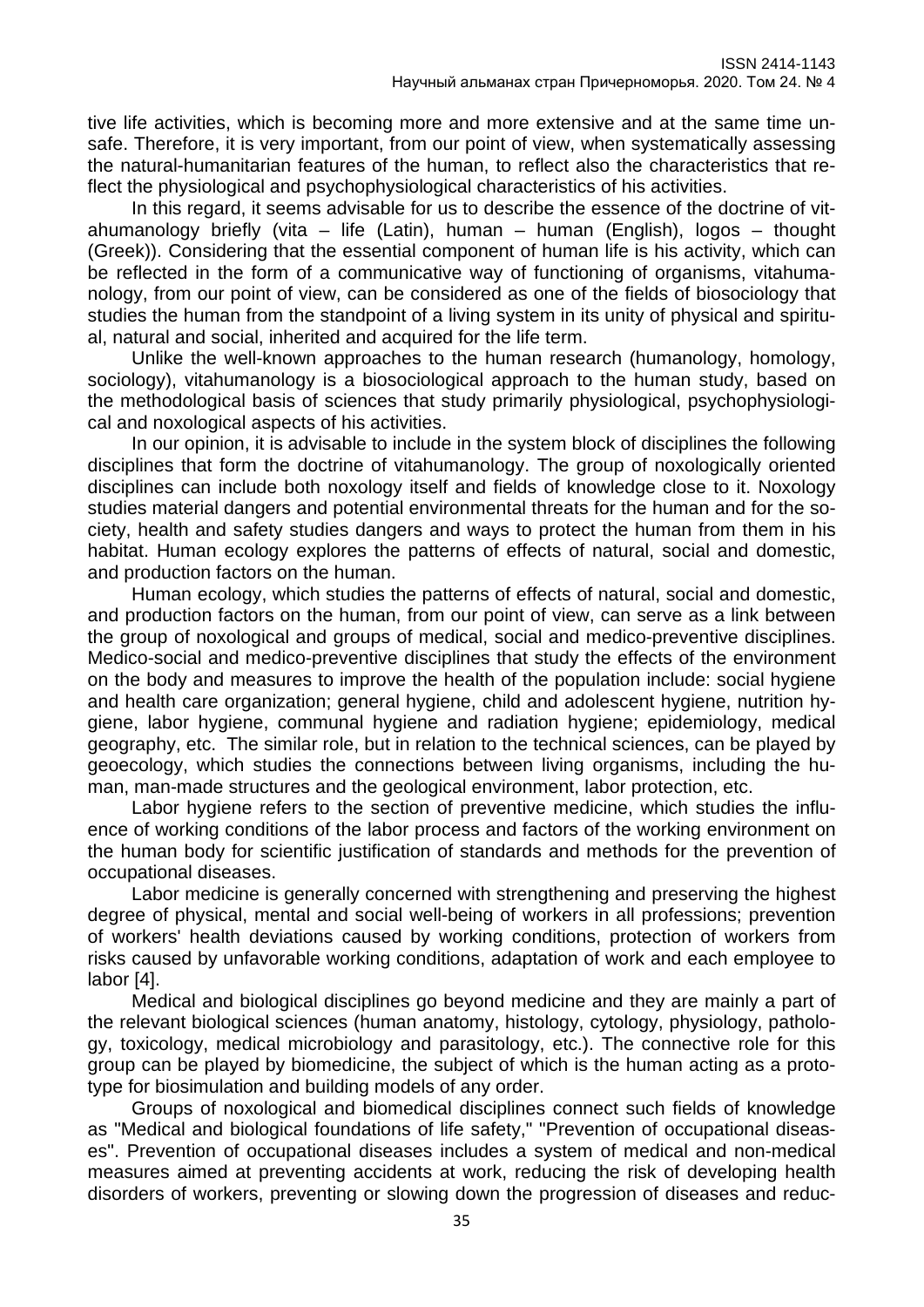tive life activities, which is becoming more and more extensive and at the same time unsafe. Therefore, it is very important, from our point of view, when systematically assessing the natural-humanitarian features of the human, to reflect also the characteristics that reflect the physiological and psychophysiological characteristics of his activities.

In this regard, it seems advisable for us to describe the essence of the doctrine of vitahumanology briefly (vita – life (Latin), human – human (English), logos – thought (Greek)). Considering that the essential component of human life is his activity, which can be reflected in the form of a communicative way of functioning of organisms, vitahumanology, from our point of view, can be considered as one of the fields of biosociology that studies the human from the standpoint of a living system in its unity of physical and spiritual, natural and social, inherited and acquired for the life term.

Unlike the well-known approaches to the human research (humanology, homology, sociology), vitahumanology is a biosociological approach to the human study, based on the methodological basis of sciences that study primarily physiological, psychophysiological and noxological aspects of his activities.

In our opinion, it is advisable to include in the system block of disciplines the following disciplines that form the doctrine of vitahumanology. The group of noxologically oriented disciplines can include both noxology itself and fields of knowledge close to it. Noxology studies material dangers and potential environmental threats for the human and for the society, health and safety studies dangers and ways to protect the human from them in his habitat. Human ecology explores the patterns of effects of natural, social and domestic, and production factors on the human.

Human ecology, which studies the patterns of effects of natural, social and domestic, and production factors on the human, from our point of view, can serve as a link between the group of noxological and groups of medical, social and medico-preventive disciplines. Medico-social and medico-preventive disciplines that study the effects of the environment on the body and measures to improve the health of the population include: social hygiene and health care organization; general hygiene, child and adolescent hygiene, nutrition hygiene, labor hygiene, communal hygiene and radiation hygiene; epidemiology, medical geography, etc. The similar role, but in relation to the technical sciences, can be played by geoecology, which studies the connections between living organisms, including the human, man-made structures and the geological environment, labor protection, etc.

Labor hygiene refers to the section of preventive medicine, which studies the influence of working conditions of the labor process and factors of the working environment on the human body for scientific justification of standards and methods for the prevention of occupational diseases.

Labor medicine is generally concerned with strengthening and preserving the highest degree of physical, mental and social well-being of workers in all professions; prevention of workers' health deviations caused by working conditions, protection of workers from risks caused by unfavorable working conditions, adaptation of work and each employee to labor [4].

Medical and biological disciplines go beyond medicine and they are mainly a part of the relevant biological sciences (human anatomy, histology, cytology, physiology, pathology, toxicology, medical microbiology and parasitology, etc.). The connective role for this group can be played by biomedicine, the subject of which is the human acting as a prototype for biosimulation and building models of any order.

Groups of noxological and biomedical disciplines connect such fields of knowledge as "Medical and biological foundations of life safety," "Prevention of occupational diseases". Prevention of occupational diseases includes a system of medical and non-medical measures aimed at preventing accidents at work, reducing the risk of developing health disorders of workers, preventing or slowing down the progression of diseases and reduc-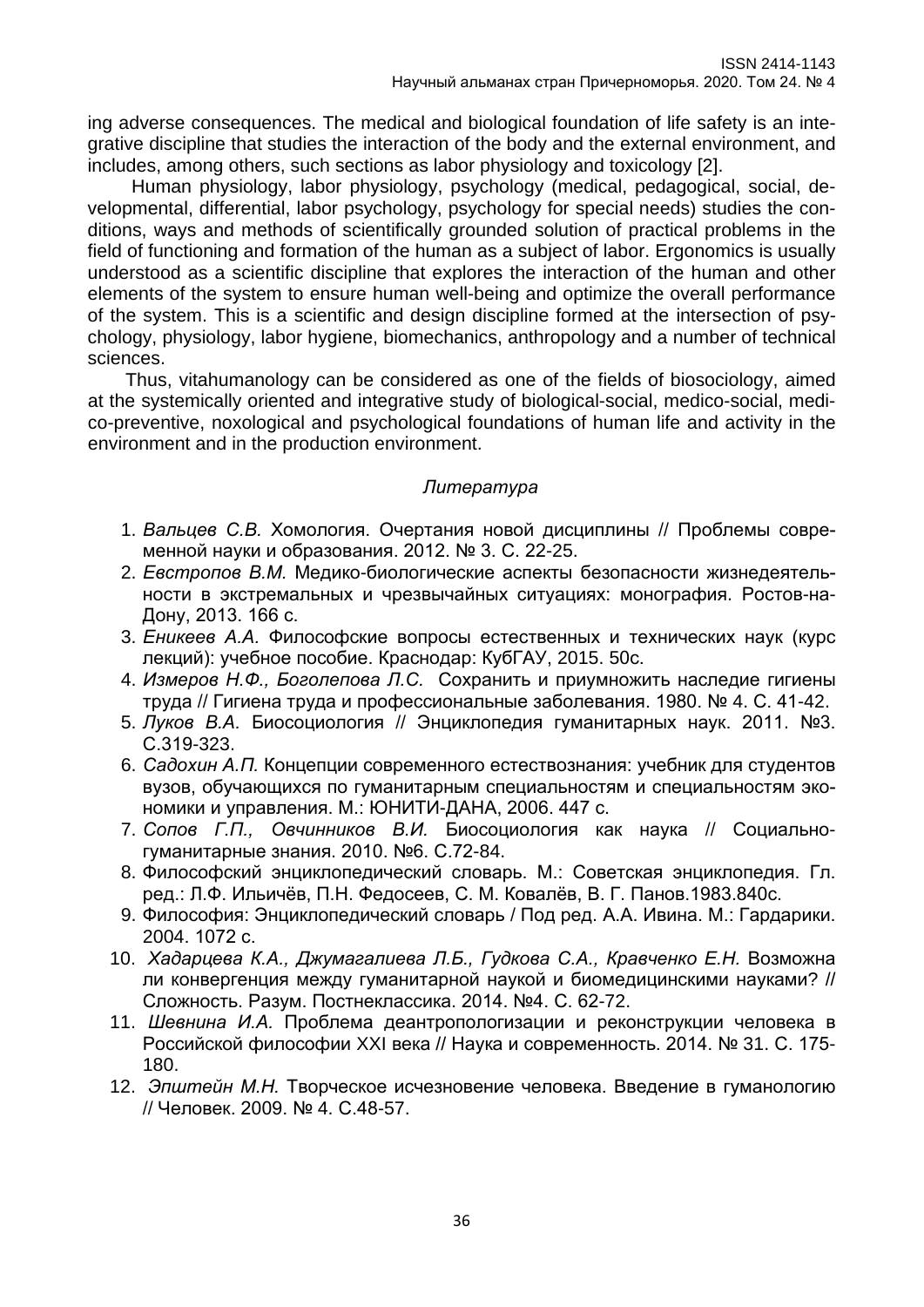ing adverse consequences. The medical and biological foundation of life safety is an integrative discipline that studies the interaction of the body and the external environment, and includes, among others, such sections as labor physiology and toxicology [2].

Human physiology, labor physiology, psychology (medical, pedagogical, social, developmental, differential, labor psychology, psychology for special needs) studies the conditions, ways and methods of scientifically grounded solution of practical problems in the field of functioning and formation of the human as a subject of labor. Ergonomics is usually understood as a scientific discipline that explores the interaction of the human and other elements of the system to ensure human well-being and optimize the overall performance of the system. This is a scientific and design discipline formed at the intersection of psychology, physiology, labor hygiene, biomechanics, anthropology and a number of technical sciences.

Thus, vitahumanology can be considered as one of the fields of biosociology, aimed at the systemically oriented and integrative study of biological-social, medico-social, medico-preventive, noxological and psychological foundations of human life and activity in the environment and in the production environment.

### *Литература*

1. *Вальцев С.В.* Хомология. Очертания новой дисциплины // Проблемы современной науки и образования. 2012. № 3. С. 22-25.
2. *Евстропов В.М.* Медико-биологические аспекты безопасности жизнедеятельности в экстремальных и чрезвычайных ситуациях: монография. Ростов-на-Дону, 2013. 166 с.
3. *Еникеев А.А.* Философские вопросы естественных и технических наук (курс лекций): учебное пособие. Краснодар: КубГАУ, 2015. 50с.
4. *Измеров Н.Ф., Боголепова Л.С.* Сохранить и приумножить наследие гигиены труда // Гигиена труда и профессиональные заболевания. 1980. № 4. С. 41-42.
5. *Луков В.А.* Биосоциология // Энциклопедия гуманитарных наук. 2011. №3. С.319-323.
6. *Садохин А.П.* Концепции современного естествознания: учебник для студентов вузов, обучающихся по гуманитарным специальностям и специальностям экономики и управления. М.: ЮНИТИ-ДАНА, 2006. 447 с.
7. *Сопов Г.П., Овчинников В.И.* Биосоциология как наука // Социально-гуманитарные знания. 2010. №6. С.72-84.
8. Философский энциклопедический словарь. М.: Советская энциклопедия. Гл. ред.: Л.Ф. Ильичёв, П.Н. Федосеев, С. М. Ковалёв, В. Г. Панов.1983.840с.
9. Философия: Энциклопедический словарь / Под ред. А.А. Ивина. М.: Гардарики. 2004. 1072 с.
10. *Хадарцева К.А., Джумагалиева Л.Б., Гудкова С.А., Кравченко Е.Н.* Возможна ли конвергенция между гуманитарной наукой и биомедицинскими науками? // Сложность. Разум. Постнеклассика. 2014. №4. С. 62-72.
11. *Шевнина И.А.* Проблема деантропологизации и реконструкции человека в Российской философии XXI века // Наука и современность. 2014. № 31. С. 175-180.
12. *Эпштейн М.Н.* Творческое исчезновение человека. Введение в гуманологию // Человек. 2009. № 4. С.48-57.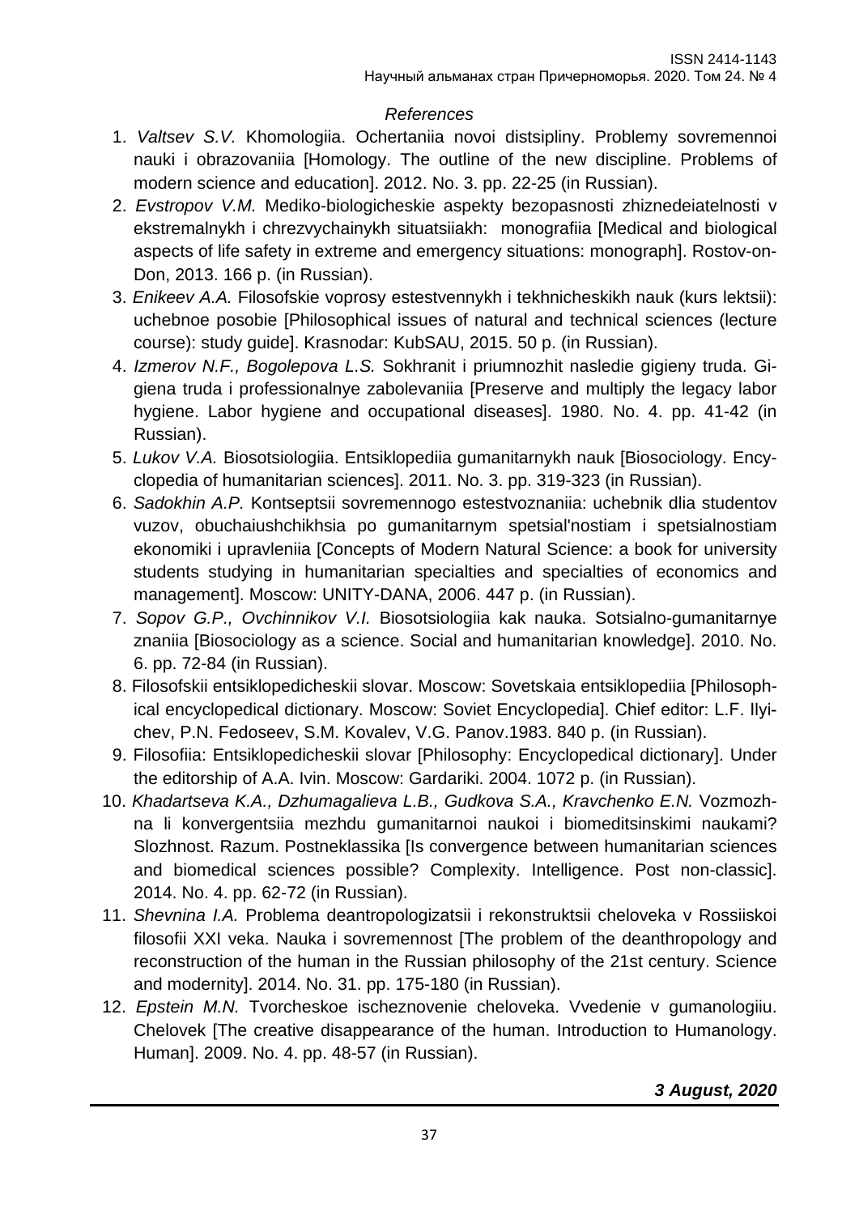*References*

1. *Valtsev S.V.* Khomologiia. Ochertaniia novoi distsipliny. Problemy sovremennoi nauki i obrazovaniia [Homology. The outline of the new discipline. Problems of modern science and education]. 2012. No. 3. pp. 22-25 (in Russian).
2. *Evstropov V.M.* Mediko-biologicheskie aspekty bezopasnosti zhiznedeiatelnosti v ekstremalnykh i chrezvychainykh situatsiiakh: monografiia [Medical and biological aspects of life safety in extreme and emergency situations: monograph]. Rostov-on-Don, 2013. 166 p. (in Russian).
3. *Enikeev A.A.* Filosofskie voprosy estestvennykh i tekhnicheskikh nauk (kurs lektsii): uchebnoe posobie [Philosophical issues of natural and technical sciences (lecture course): study guide]. Krasnodar: KubSAU, 2015. 50 p. (in Russian).
4. *Izmerov N.F., Bogolepova L.S.* Sokhranit i priumnozhit nasledie gigieny truda. Gigiena truda i professionalnye zabolevaniia [Preserve and multiply the legacy labor hygiene. Labor hygiene and occupational diseases]. 1980. No. 4. pp. 41-42 (in Russian).
5. *Lukov V.A.* Biosotsiologiia. Entsiklopediia gumanitarnykh nauk [Biosociology. Encyclopedia of humanitarian sciences]. 2011. No. 3. pp. 319-323 (in Russian).
6. *Sadokhin A.P.* Kontseptsii sovremennogo estestvoznaniia: uchebnik dlia studentov vuzov, obuchaiushchikhsia po gumanitarnym spetsial'nostiam i spetsialnostiam ekonomiki i upravleniia [Concepts of Modern Natural Science: a book for university students studying in humanitarian specialties and specialties of economics and management]. Moscow: UNITY-DANA, 2006. 447 p. (in Russian).
7. *Sopov G.P., Ovchinnikov V.I.* Biosotsiologiia kak nauka. Sotsialno-gumanitarnye znaniia [Biosociology as a science. Social and humanitarian knowledge]. 2010. No. 6. pp. 72-84 (in Russian).
8. Filosofskii entsiklopedicheskii slovar. Moscow: Sovetskaia entsiklopediia [Philosophical encyclopedical dictionary. Moscow: Soviet Encyclopedia]. Chief editor: L.F. Ilyichev, P.N. Fedoseev, S.M. Kovalev, V.G. Panov.1983. 840 p. (in Russian).
9. Filosofiia: Entsiklopedicheskii slovar [Philosophy: Encyclopedical dictionary]. Under the editorship of A.A. Ivin. Moscow: Gardariki. 2004. 1072 p. (in Russian).
10. *Khadartseva K.A., Dzhumagalieva L.B., Gudkova S.A., Kravchenko E.N.* Vozmozhna li konvergentsiia mezhdu gumanitarnoi naukoi i biomeditsinskimi naukami? Slozhnost. Razum. Postneklassika [Is convergence between humanitarian sciences and biomedical sciences possible? Complexity. Intelligence. Post non-classic]. 2014. No. 4. pp. 62-72 (in Russian).
11. *Shevnina I.A.* Problema deantropologizatsii i rekonstruktsii cheloveka v Rossiiskoi filosofii XXI veka. Nauka i sovremennost [The problem of the deanthropology and reconstruction of the human in the Russian philosophy of the 21st century. Science and modernity]. 2014. No. 31. pp. 175-180 (in Russian).
12. *Epstein M.N.* Tvorcheskoe ischeznovenie cheloveka. Vvedenie v gumanologiiu. Chelovek [The creative disappearance of the human. Introduction to Humanology. Human]. 2009. No. 4. pp. 48-57 (in Russian).

***3 August, 2020***